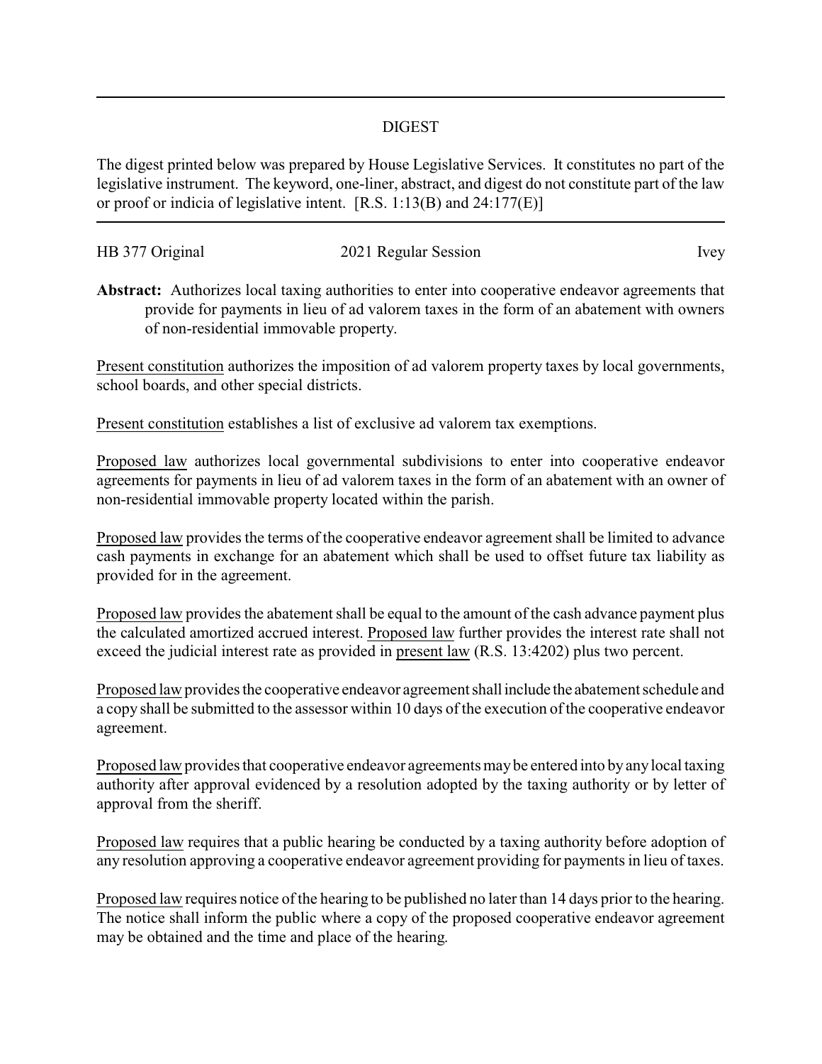## DIGEST

The digest printed below was prepared by House Legislative Services. It constitutes no part of the legislative instrument. The keyword, one-liner, abstract, and digest do not constitute part of the law or proof or indicia of legislative intent. [R.S. 1:13(B) and 24:177(E)]

HB 377 Original 2021 Regular Session Ivey

**Abstract:** Authorizes local taxing authorities to enter into cooperative endeavor agreements that provide for payments in lieu of ad valorem taxes in the form of an abatement with owners of non-residential immovable property.

Present constitution authorizes the imposition of ad valorem property taxes by local governments, school boards, and other special districts.

Present constitution establishes a list of exclusive ad valorem tax exemptions.

Proposed law authorizes local governmental subdivisions to enter into cooperative endeavor agreements for payments in lieu of ad valorem taxes in the form of an abatement with an owner of non-residential immovable property located within the parish.

Proposed law provides the terms of the cooperative endeavor agreement shall be limited to advance cash payments in exchange for an abatement which shall be used to offset future tax liability as provided for in the agreement.

Proposed law provides the abatement shall be equal to the amount of the cash advance payment plus the calculated amortized accrued interest. Proposed law further provides the interest rate shall not exceed the judicial interest rate as provided in present law (R.S. 13:4202) plus two percent.

Proposed law provides the cooperative endeavor agreement shall include the abatement schedule and a copy shall be submitted to the assessor within 10 days of the execution of the cooperative endeavor agreement.

Proposed law provides that cooperative endeavor agreements may be entered into by any local taxing authority after approval evidenced by a resolution adopted by the taxing authority or by letter of approval from the sheriff.

Proposed law requires that a public hearing be conducted by a taxing authority before adoption of any resolution approving a cooperative endeavor agreement providing for payments in lieu of taxes.

Proposed law requires notice of the hearing to be published no later than 14 days prior to the hearing. The notice shall inform the public where a copy of the proposed cooperative endeavor agreement may be obtained and the time and place of the hearing.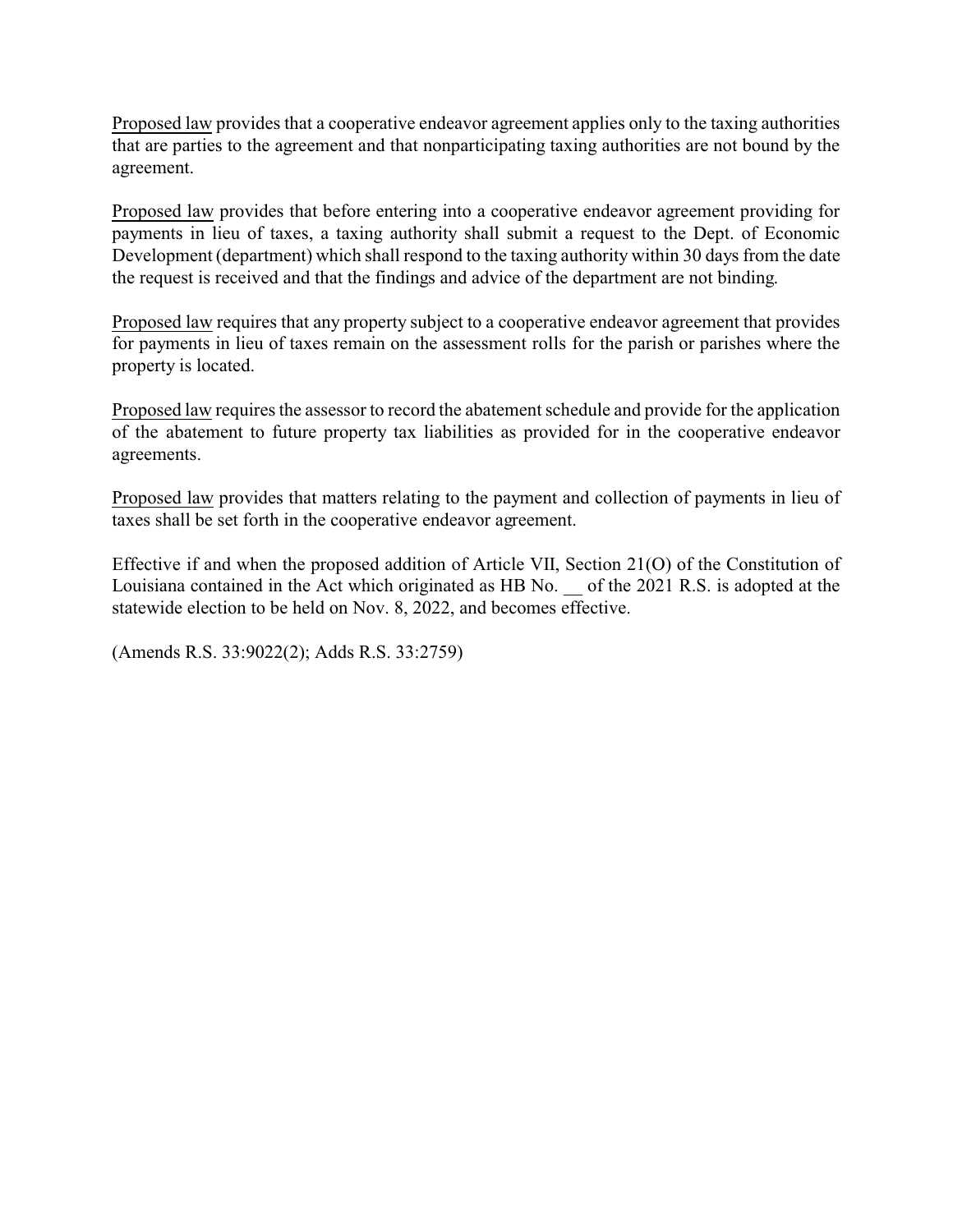Proposed law provides that a cooperative endeavor agreement applies only to the taxing authorities that are parties to the agreement and that nonparticipating taxing authorities are not bound by the agreement.

Proposed law provides that before entering into a cooperative endeavor agreement providing for payments in lieu of taxes, a taxing authority shall submit a request to the Dept. of Economic Development (department) which shall respond to the taxing authority within 30 days from the date the request is received and that the findings and advice of the department are not binding.

Proposed law requires that any property subject to a cooperative endeavor agreement that provides for payments in lieu of taxes remain on the assessment rolls for the parish or parishes where the property is located.

Proposed law requires the assessor to record the abatement schedule and provide for the application of the abatement to future property tax liabilities as provided for in the cooperative endeavor agreements.

Proposed law provides that matters relating to the payment and collection of payments in lieu of taxes shall be set forth in the cooperative endeavor agreement.

Effective if and when the proposed addition of Article VII, Section 21(O) of the Constitution of Louisiana contained in the Act which originated as HB No. __ of the 2021 R.S. is adopted at the statewide election to be held on Nov. 8, 2022, and becomes effective.

(Amends R.S. 33:9022(2); Adds R.S. 33:2759)